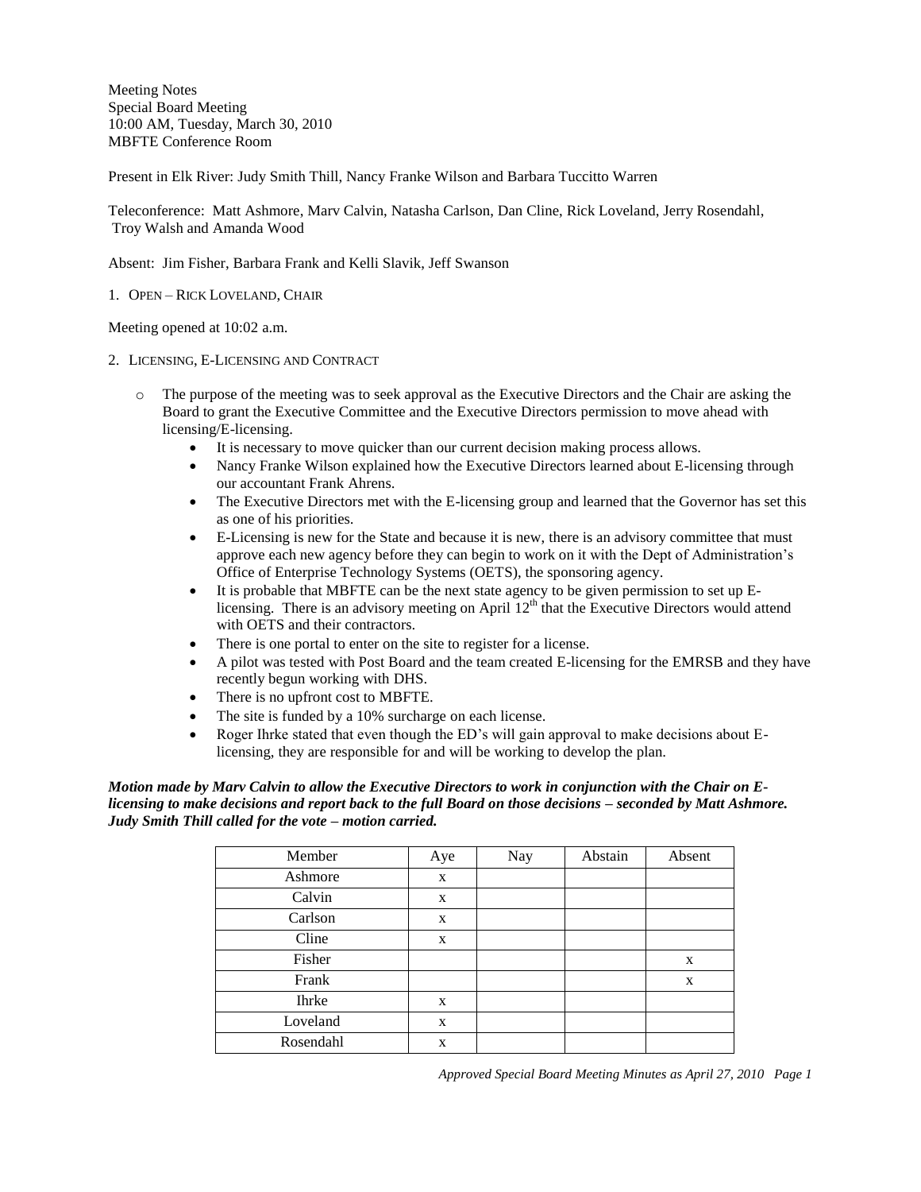Meeting Notes
Special Board Meeting
10:00 AM, Tuesday, March 30, 2010
MBFTE Conference Room

Present in Elk River: Judy Smith Thill, Nancy Franke Wilson and Barbara Tuccitto Warren

Teleconference: Matt Ashmore, Marv Calvin, Natasha Carlson, Dan Cline, Rick Loveland, Jerry Rosendahl, Troy Walsh and Amanda Wood

Absent: Jim Fisher, Barbara Frank and Kelli Slavik, Jeff Swanson

1. OPEN – RICK LOVELAND, CHAIR

Meeting opened at 10:02 a.m.

2. LICENSING, E-LICENSING AND CONTRACT

- The purpose of the meeting was to seek approval as the Executive Directors and the Chair are asking the Board to grant the Executive Committee and the Executive Directors permission to move ahead with licensing/E-licensing.
  - It is necessary to move quicker than our current decision making process allows.
  - Nancy Franke Wilson explained how the Executive Directors learned about E-licensing through our accountant Frank Ahrens.
  - The Executive Directors met with the E-licensing group and learned that the Governor has set this as one of his priorities.
  - E-Licensing is new for the State and because it is new, there is an advisory committee that must approve each new agency before they can begin to work on it with the Dept of Administration's Office of Enterprise Technology Systems (OETS), the sponsoring agency.
  - It is probable that MBFTE can be the next state agency to be given permission to set up E-licensing. There is an advisory meeting on April 12th that the Executive Directors would attend with OETS and their contractors.
  - There is one portal to enter on the site to register for a license.
  - A pilot was tested with Post Board and the team created E-licensing for the EMRSB and they have recently begun working with DHS.
  - There is no upfront cost to MBFTE.
  - The site is funded by a 10% surcharge on each license.
  - Roger Ihrke stated that even though the ED's will gain approval to make decisions about E-licensing, they are responsible for and will be working to develop the plan.

***Motion made by Marv Calvin to allow the Executive Directors to work in conjunction with the Chair on E-licensing to make decisions and report back to the full Board on those decisions – seconded by Matt Ashmore. Judy Smith Thill called for the vote – motion carried.***

| Member | Aye | Nay | Abstain | Absent |
|---|---|---|---|---|
| Ashmore | x | | | |
| Calvin | x | | | |
| Carlson | x | | | |
| Cline | x | | | |
| Fisher | | | | x |
| Frank | | | | x |
| Ihrke | x | | | |
| Loveland | x | | | |
| Rosendahl | x | | | |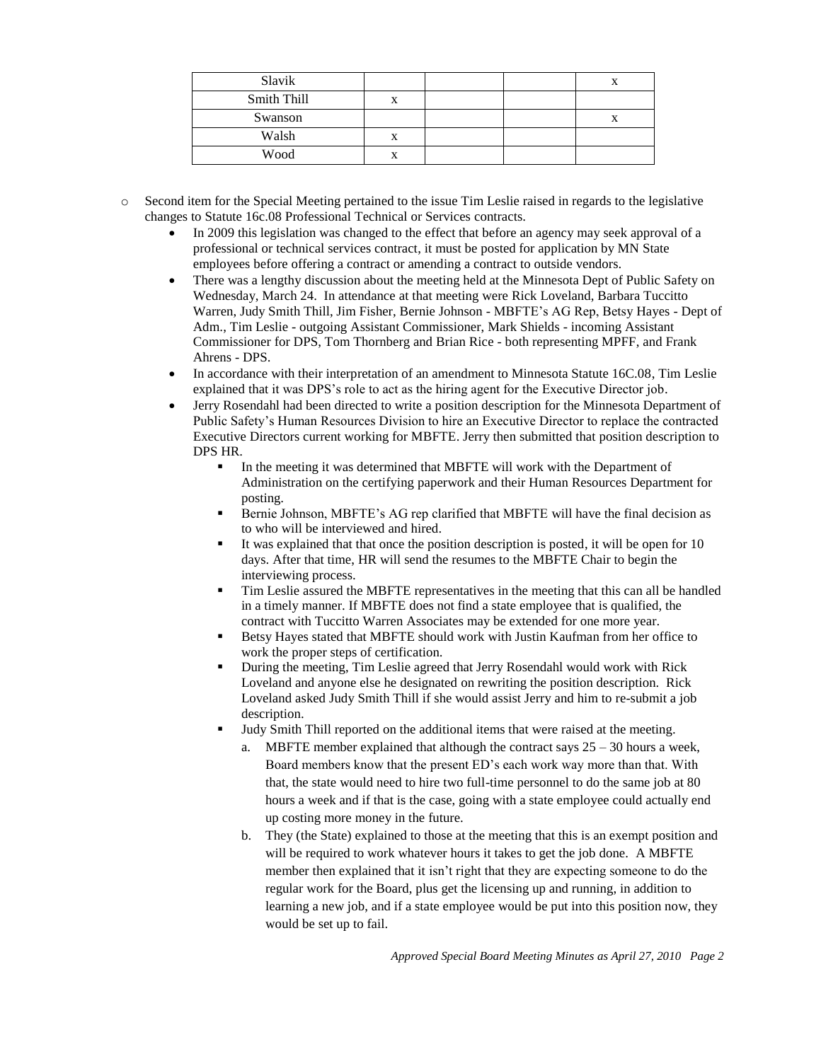| Slavik |  |  |  | x |
|---|---|---|---|---|
| Smith Thill | x |  |  |  |
| Swanson |  |  |  | x |
| Walsh | x |  |  |  |
| Wood | x |  |  |  |

- Second item for the Special Meeting pertained to the issue Tim Leslie raised in regards to the legislative changes to Statute 16c.08 Professional Technical or Services contracts.
  - In 2009 this legislation was changed to the effect that before an agency may seek approval of a professional or technical services contract, it must be posted for application by MN State employees before offering a contract or amending a contract to outside vendors.
  - There was a lengthy discussion about the meeting held at the Minnesota Dept of Public Safety on Wednesday, March 24. In attendance at that meeting were Rick Loveland, Barbara Tuccitto Warren, Judy Smith Thill, Jim Fisher, Bernie Johnson - MBFTE's AG Rep, Betsy Hayes - Dept of Adm., Tim Leslie - outgoing Assistant Commissioner, Mark Shields - incoming Assistant Commissioner for DPS, Tom Thornberg and Brian Rice - both representing MPFF, and Frank Ahrens - DPS.
  - In accordance with their interpretation of an amendment to Minnesota Statute 16C.08, Tim Leslie explained that it was DPS's role to act as the hiring agent for the Executive Director job.
  - Jerry Rosendahl had been directed to write a position description for the Minnesota Department of Public Safety's Human Resources Division to hire an Executive Director to replace the contracted Executive Directors current working for MBFTE. Jerry then submitted that position description to DPS HR.
    - In the meeting it was determined that MBFTE will work with the Department of Administration on the certifying paperwork and their Human Resources Department for posting.
    - Bernie Johnson, MBFTE's AG rep clarified that MBFTE will have the final decision as to who will be interviewed and hired.
    - It was explained that that once the position description is posted, it will be open for 10 days. After that time, HR will send the resumes to the MBFTE Chair to begin the interviewing process.
    - Tim Leslie assured the MBFTE representatives in the meeting that this can all be handled in a timely manner. If MBFTE does not find a state employee that is qualified, the contract with Tuccitto Warren Associates may be extended for one more year.
    - Betsy Hayes stated that MBFTE should work with Justin Kaufman from her office to work the proper steps of certification.
    - During the meeting, Tim Leslie agreed that Jerry Rosendahl would work with Rick Loveland and anyone else he designated on rewriting the position description. Rick Loveland asked Judy Smith Thill if she would assist Jerry and him to re-submit a job description.
    - Judy Smith Thill reported on the additional items that were raised at the meeting.
      a. MBFTE member explained that although the contract says 25 – 30 hours a week, Board members know that the present ED's each work way more than that. With that, the state would need to hire two full-time personnel to do the same job at 80 hours a week and if that is the case, going with a state employee could actually end up costing more money in the future.
      b. They (the State) explained to those at the meeting that this is an exempt position and will be required to work whatever hours it takes to get the job done. A MBFTE member then explained that it isn't right that they are expecting someone to do the regular work for the Board, plus get the licensing up and running, in addition to learning a new job, and if a state employee would be put into this position now, they would be set up to fail.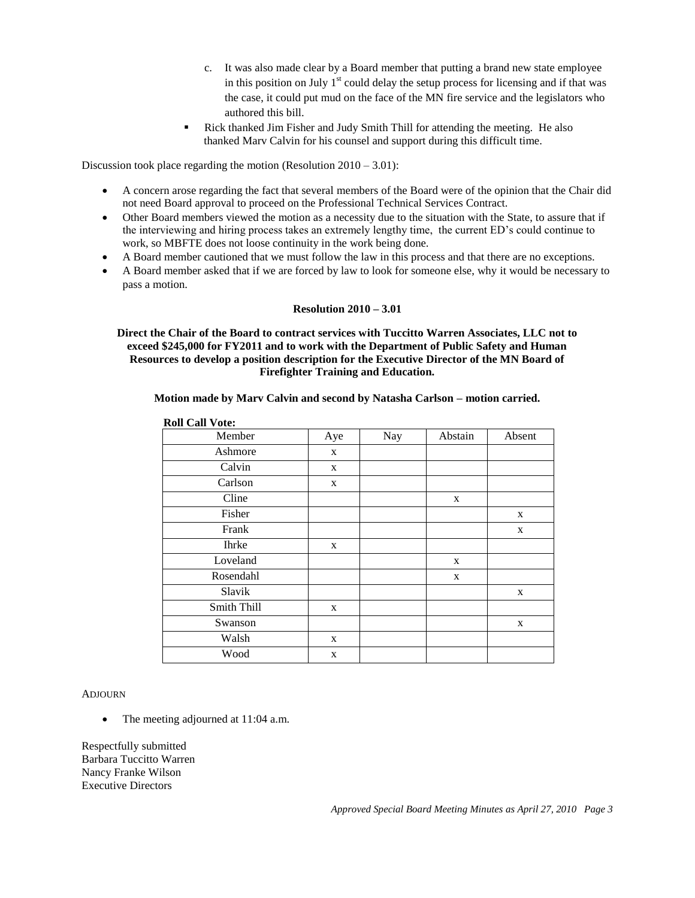c. It was also made clear by a Board member that putting a brand new state employee in this position on July 1st could delay the setup process for licensing and if that was the case, it could put mud on the face of the MN fire service and the legislators who authored this bill.

- Rick thanked Jim Fisher and Judy Smith Thill for attending the meeting. He also thanked Marv Calvin for his counsel and support during this difficult time.

Discussion took place regarding the motion (Resolution 2010 – 3.01):

- A concern arose regarding the fact that several members of the Board were of the opinion that the Chair did not need Board approval to proceed on the Professional Technical Services Contract.
- Other Board members viewed the motion as a necessity due to the situation with the State, to assure that if the interviewing and hiring process takes an extremely lengthy time, the current ED's could continue to work, so MBFTE does not loose continuity in the work being done.
- A Board member cautioned that we must follow the law in this process and that there are no exceptions.
- A Board member asked that if we are forced by law to look for someone else, why it would be necessary to pass a motion.

**Resolution 2010 – 3.01**

**Direct the Chair of the Board to contract services with Tuccitto Warren Associates, LLC not to exceed $245,000 for FY2011 and to work with the Department of Public Safety and Human Resources to develop a position description for the Executive Director of the MN Board of Firefighter Training and Education.**

**Motion made by Marv Calvin and second by Natasha Carlson – motion carried.**

**Roll Call Vote:**

| Member | Aye | Nay | Abstain | Absent |
|---|---|---|---|---|
| Ashmore | x | | | |
| Calvin | x | | | |
| Carlson | x | | | |
| Cline | | | x | |
| Fisher | | | | x |
| Frank | | | | x |
| Ihrke | x | | | |
| Loveland | | | x | |
| Rosendahl | | | x | |
| Slavik | | | | x |
| Smith Thill | x | | | |
| Swanson | | | | x |
| Walsh | x | | | |
| Wood | x | | | |

ADJOURN

- The meeting adjourned at 11:04 a.m.

Respectfully submitted
Barbara Tuccitto Warren
Nancy Franke Wilson
Executive Directors